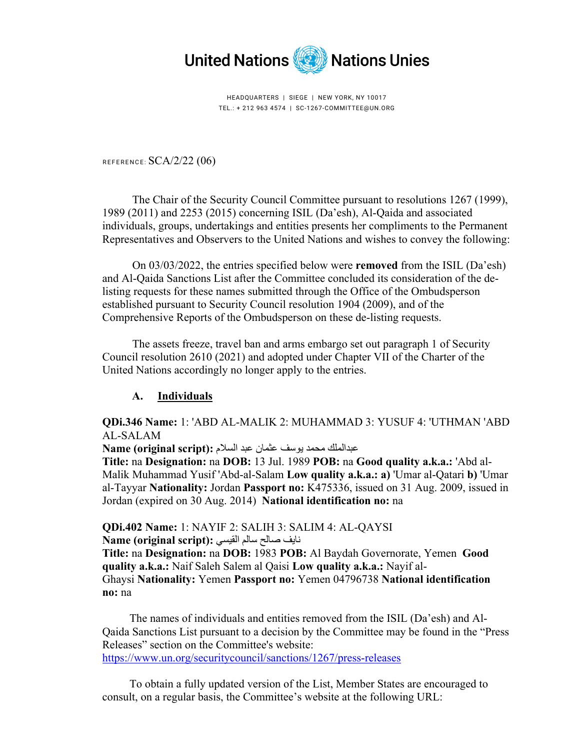United Nations Nations Unies

HEADQUARTERS | SIEGE | NEW YORK, NY 10017
TEL.: + 212 963 4574 | SC-1267-COMMITTEE@UN.ORG

REFERENCE: SCA/2/22 (06)

The Chair of the Security Council Committee pursuant to resolutions 1267 (1999), 1989 (2011) and 2253 (2015) concerning ISIL (Da'esh), Al-Qaida and associated individuals, groups, undertakings and entities presents her compliments to the Permanent Representatives and Observers to the United Nations and wishes to convey the following:

On 03/03/2022, the entries specified below were **removed** from the ISIL (Da'esh) and Al-Qaida Sanctions List after the Committee concluded its consideration of the de-listing requests for these names submitted through the Office of the Ombudsperson established pursuant to Security Council resolution 1904 (2009), and of the Comprehensive Reports of the Ombudsperson on these de-listing requests.

The assets freeze, travel ban and arms embargo set out paragraph 1 of Security Council resolution 2610 (2021) and adopted under Chapter VII of the Charter of the United Nations accordingly no longer apply to the entries.

## A. Individuals

**QDi.346 Name:** 1: 'ABD AL-MALIK 2: MUHAMMAD 3: YUSUF 4: 'UTHMAN 'ABD AL-SALAM
**Name (original script):** عبدالملك محمد يوسف عثمان عبد السلام
**Title:** na **Designation:** na **DOB:** 13 Jul. 1989 **POB:** na **Good quality a.k.a.:** 'Abd al-Malik Muhammad Yusif 'Abd-al-Salam **Low quality a.k.a.: a)** 'Umar al-Qatari **b)** 'Umar al-Tayyar **Nationality:** Jordan **Passport no:** K475336, issued on 31 Aug. 2009, issued in Jordan (expired on 30 Aug. 2014) **National identification no:** na

**QDi.402 Name:** 1: NAYIF 2: SALIH 3: SALIM 4: AL-QAYSI
**Name (original script):** نايف صالح سالم القيسي
**Title:** na **Designation:** na **DOB:** 1983 **POB:** Al Baydah Governorate, Yemen **Good quality a.k.a.:** Naif Saleh Salem al Qaisi **Low quality a.k.a.:** Nayif al-Ghaysi **Nationality:** Yemen **Passport no:** Yemen 04796738 **National identification no:** na

The names of individuals and entities removed from the ISIL (Da'esh) and Al-Qaida Sanctions List pursuant to a decision by the Committee may be found in the "Press Releases" section on the Committee's website:
https://www.un.org/securitycouncil/sanctions/1267/press-releases

To obtain a fully updated version of the List, Member States are encouraged to consult, on a regular basis, the Committee's website at the following URL: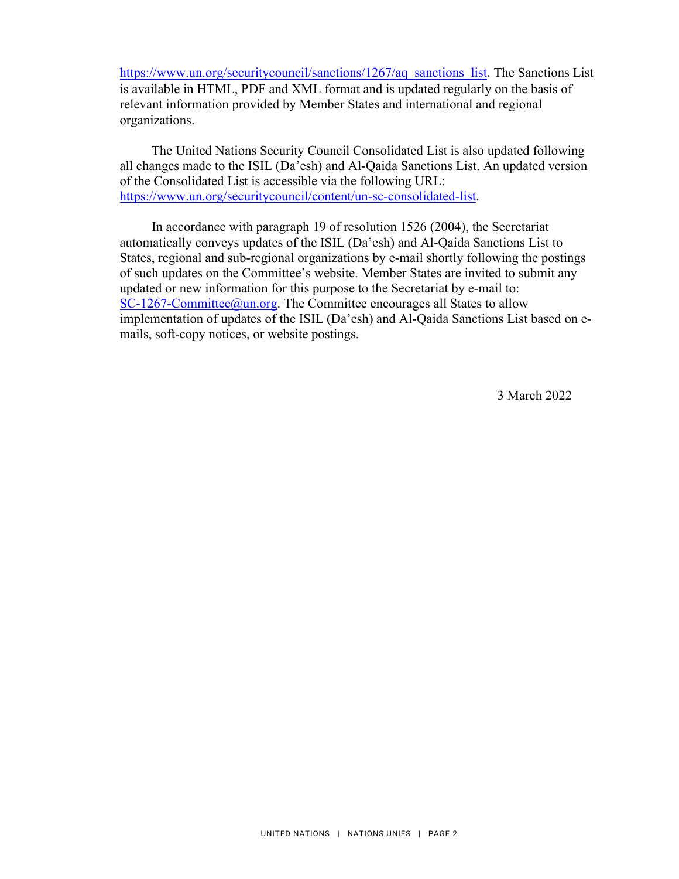https://www.un.org/securitycouncil/sanctions/1267/aq_sanctions_list. The Sanctions List is available in HTML, PDF and XML format and is updated regularly on the basis of relevant information provided by Member States and international and regional organizations.

The United Nations Security Council Consolidated List is also updated following all changes made to the ISIL (Da'esh) and Al-Qaida Sanctions List. An updated version of the Consolidated List is accessible via the following URL: https://www.un.org/securitycouncil/content/un-sc-consolidated-list.

In accordance with paragraph 19 of resolution 1526 (2004), the Secretariat automatically conveys updates of the ISIL (Da'esh) and Al-Qaida Sanctions List to States, regional and sub-regional organizations by e-mail shortly following the postings of such updates on the Committee's website. Member States are invited to submit any updated or new information for this purpose to the Secretariat by e-mail to: SC-1267-Committee@un.org. The Committee encourages all States to allow implementation of updates of the ISIL (Da'esh) and Al-Qaida Sanctions List based on e-mails, soft-copy notices, or website postings.

3 March 2022